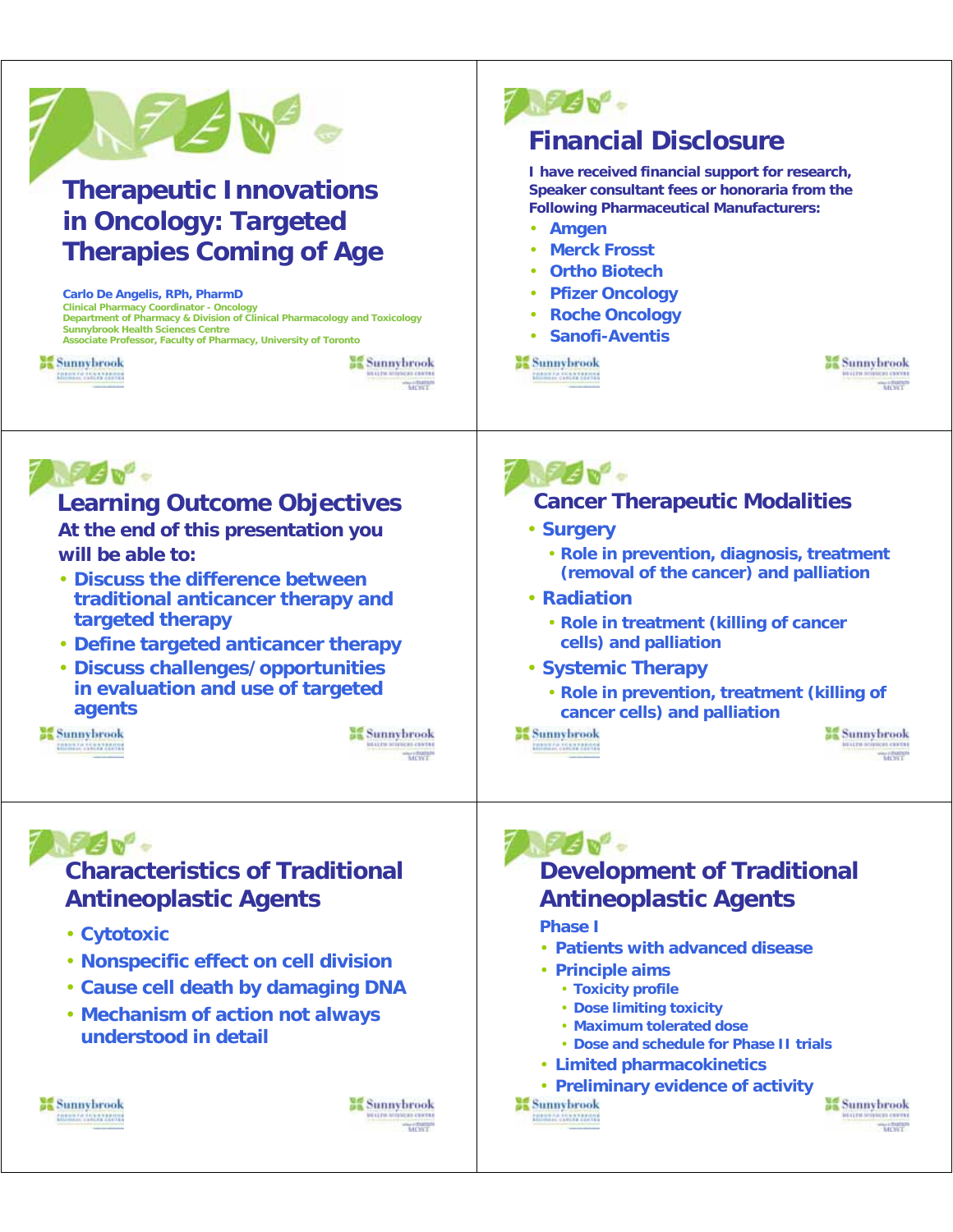# Therapeutic Innovations in Oncology: Targeted Therapies Coming of Age

**Carlo De Angelis, RPh, PharmD**
Clinical Pharmacy Coordinator - Oncology
Department of Pharmacy & Division of Clinical Pharmacology and Toxicology
Sunnybrook Health Sciences Centre
Associate Professor, Faculty of Pharmacy, University of Toronto

## Financial Disclosure

**I have received financial support for research, Speaker consultant fees or honoraria from the Following Pharmaceutical Manufacturers:**

- Amgen
- Merck Frosst
- Ortho Biotech
- Pfizer Oncology
- Roche Oncology
- Sanofi-Aventis

## Learning Outcome Objectives

**At the end of this presentation you will be able to:**

- Discuss the difference between traditional anticancer therapy and targeted therapy
- Define targeted anticancer therapy
- Discuss challenges/opportunities in evaluation and use of targeted agents

## Cancer Therapeutic Modalities

- Surgery
  - Role in prevention, diagnosis, treatment (removal of the cancer) and palliation
- Radiation
  - Role in treatment (killing of cancer cells) and palliation
- Systemic Therapy
  - Role in prevention, treatment (killing of cancer cells) and palliation

## Characteristics of Traditional Antineoplastic Agents

- Cytotoxic
- Nonspecific effect on cell division
- Cause cell death by damaging DNA
- Mechanism of action not always understood in detail

## Development of Traditional Antineoplastic Agents

**Phase I**

- Patients with advanced disease
- Principle aims
  - Toxicity profile
  - Dose limiting toxicity
  - Maximum tolerated dose
  - Dose and schedule for Phase II trials
- Limited pharmacokinetics
- Preliminary evidence of activity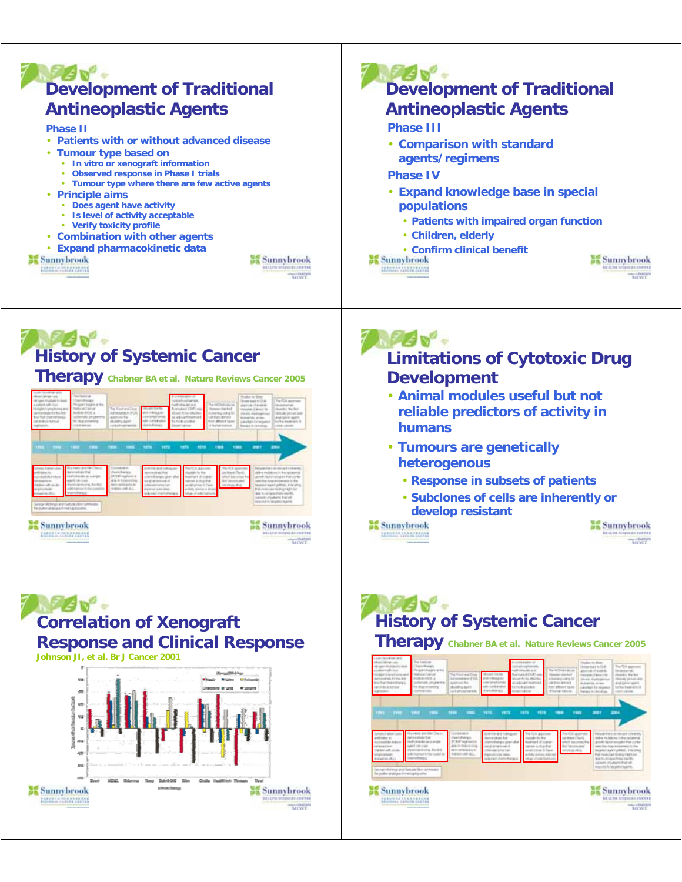## Development of Traditional Antineoplastic Agents

### Phase II

- Patients with or without advanced disease
- Tumour type based on
  - In vitro or xenograft information
  - Observed response in Phase I trials
  - Tumour type where there are few active agents
- Principle aims
  - Does agent have activity
  - Is level of activity acceptable
  - Verify toxicity profile
- Combination with other agents
- Expand pharmacokinetic data

## Development of Traditional Antineoplastic Agents

### Phase III

- Comparison with standard agents/regimens

### Phase IV

- Expand knowledge base in special populations
  - Patients with impaired organ function
  - Children, elderly
  - Confirm clinical benefit

## History of Systemic Cancer Therapy

Chabner BA et al. Nature Reviews Cancer 2005

## Limitations of Cytotoxic Drug Development

- Animal modules useful but not reliable predictors of activity in humans
- Tumours are genetically heterogenous
  - Response in subsets of patients
  - Subclones of cells are inherently or develop resistant

## Correlation of Xenograft Response and Clinical Response

Johnson JI, et al. Br J Cancer 2001

## History of Systemic Cancer Therapy

Chabner BA et al. Nature Reviews Cancer 2005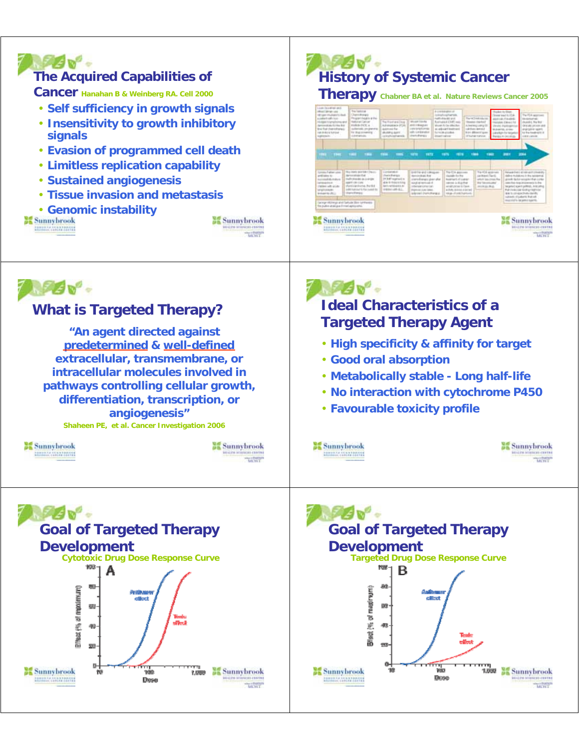## The Acquired Capabilities of Cancer

Hanahan B & Weinberg RA. Cell 2000

- Self sufficiency in growth signals
- Insensitivity to growth inhibitory signals
- Evasion of programmed cell death
- Limitless replication capability
- Sustained angiogenesis
- Tissue invasion and metastasis
- Genomic instability

## History of Systemic Cancer Therapy

Chabner BA et al. Nature Reviews Cancer 2005

## What is Targeted Therapy?

"An agent directed against predetermined & well-defined extracellular, transmembrane, or intracellular molecules involved in pathways controlling cellular growth, differentiation, transcription, or angiogenesis"

Shaheen PE, et al. Cancer Investigation 2006

## Ideal Characteristics of a Targeted Therapy Agent

- High specificity & affinity for target
- Good oral absorption
- Metabolically stable - Long half-life
- No interaction with cytochrome P450
- Favourable toxicity profile

## Goal of Targeted Therapy Development

Cytotoxic Drug Dose Response Curve

## Goal of Targeted Therapy Development

Targeted Drug Dose Response Curve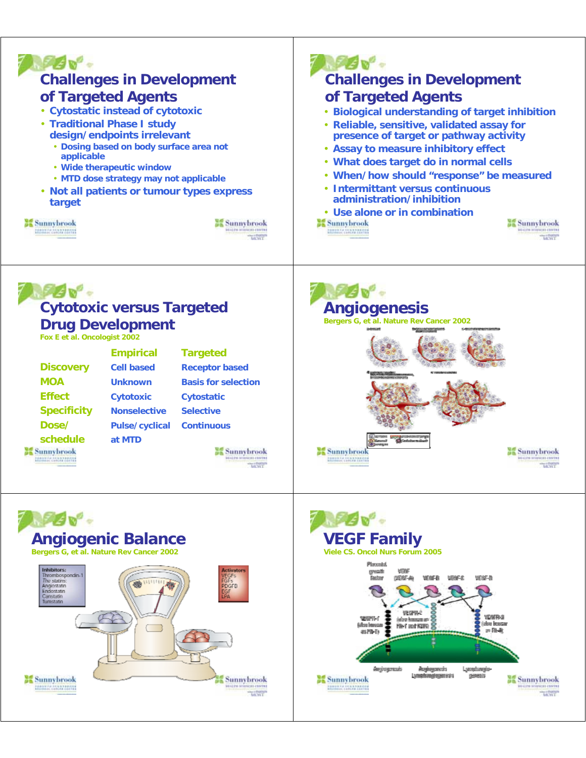## Challenges in Development of Targeted Agents

- Cytostatic instead of cytotoxic
- Traditional Phase I study design/endpoints irrelevant
  - Dosing based on body surface area not applicable
  - Wide therapeutic window
  - MTD dose strategy may not applicable
- Not all patients or tumour types express target

## Challenges in Development of Targeted Agents

- Biological understanding of target inhibition
- Reliable, sensitive, validated assay for presence of target or pathway activity
- Assay to measure inhibitory effect
- What does target do in normal cells
- When/how should "response" be measured
- Intermittant versus continuous administration/inhibition
- Use alone or in combination

## Cytotoxic versus Targeted Drug Development

Fox E et al. Oncologist 2002

| | Empirical | Targeted |
|---|---|---|
| Discovery | Cell based | Receptor based |
| MOA | Unknown | Basis for selection |
| Effect | Cytotoxic | Cytostatic |
| Specificity | Nonselective | Selective |
| Dose/ schedule | Pulse/cyclical at MTD | Continuous |

## Angiogenesis

Bergers G, et al. Nature Rev Cancer 2002

## Angiogenic Balance

Bergers G, et al. Nature Rev Cancer 2002

## VEGF Family

Viele CS. Oncol Nurs Forum 2005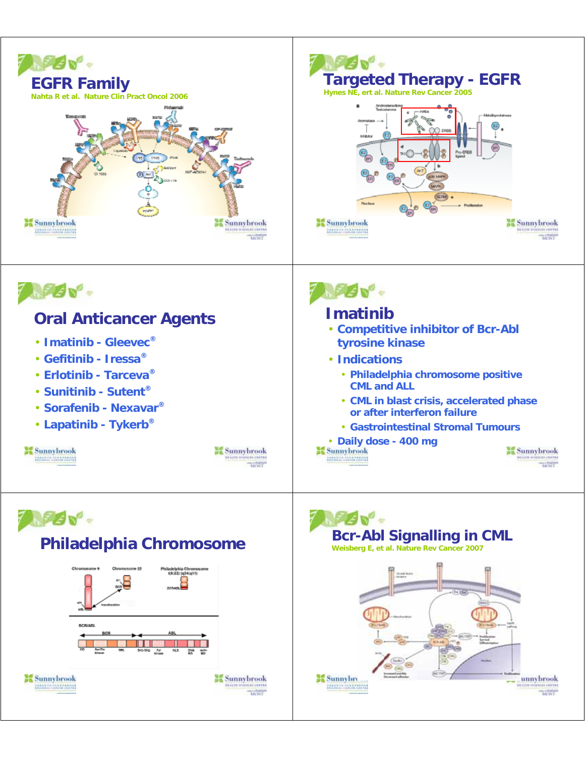## EGFR Family

Nahta R et al. Nature Clin Pract Oncol 2006

## Targeted Therapy - EGFR

Hynes NE, et al. Nature Rev Cancer 2005

## Oral Anticancer Agents

- Imatinib - Gleevec®
- Gefitinib - Iressa®
- Erlotinib - Tarceva®
- Sunitinib - Sutent®
- Sorafenib - Nexavar®
- Lapatinib - Tykerb®

## Imatinib

- Competitive inhibitor of Bcr-Abl tyrosine kinase
- Indications
  - Philadelphia chromosome positive CML and ALL
  - CML in blast crisis, accelerated phase or after interferon failure
  - Gastrointestinal Stromal Tumours
- Daily dose - 400 mg

## Philadelphia Chromosome

## Bcr-Abl Signalling in CML

Weisberg E, et al. Nature Rev Cancer 2007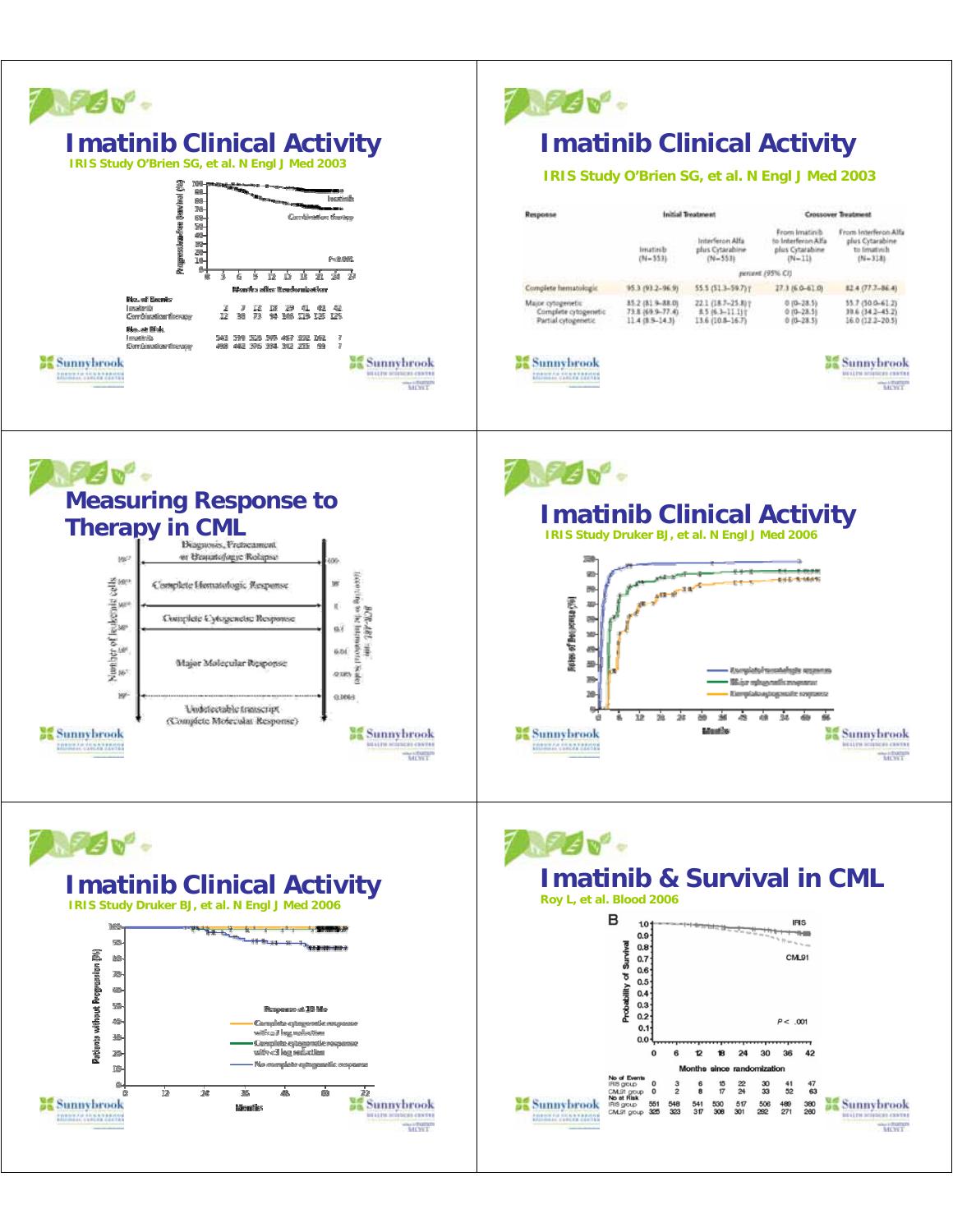## Imatinib Clinical Activity

IRIS Study O'Brien SG, et al. N Engl J Med 2003

Progression-free Survival (%)

Imatinib

Combination therapy

P<0.001

Months after Randomization

| No. of Events | | | | | | | | | |
|---|---|---|---|---|---|---|---|---|---|
| Imatinib | 2 | 7 | 12 | 18 | 29 | 41 | 41 | 42 | |
| Combination therapy | 12 | 38 | 73 | 94 | 106 | 119 | 125 | 125 | |
| **No. at Risk** | | | | | | | | | |
| Imatinib | 541 | 519 | 505 | 395 | 457 | 332 | 162 | 7 | |
| Combination therapy | 498 | 462 | 376 | 304 | 242 | 155 | 59 | 7 | |

## Imatinib Clinical Activity

IRIS Study O'Brien SG, et al. N Engl J Med 2003

| Response | Initial Treatment | | Crossover Treatment | |
|---|---|---|---|---|
| | Imatinib (N=553) | Interferon Alfa plus Cytarabine (N=553) | From Imatinib to Interferon Alfa plus Cytarabine (N=11) | From Interferon Alfa plus Cytarabine to Imatinib (N=318) |
| | percent (95% CI) | | | |
| Complete hematologic | 95.3 (93.2–96.9) | 55.5 (51.3–59.7)† | 27.3 (6.0–61.0) | 82.4 (77.7–86.4) |
| Major cytogenetic | 85.2 (81.9–88.0) | 22.1 (18.7–25.8)† | 0 (0–28.5) | 55.7 (50.0–61.2) |
| Complete cytogenetic | 73.8 (69.9–77.4) | 8.5 (6.3–11.1)† | 0 (0–28.5) | 39.6 (34.2–45.2) |
| Partial cytogenetic | 11.4 (8.9–14.3) | 13.6 (10.8–16.7) | 0 (0–28.5) | 16.0 (12.2–20.5) |

## Measuring Response to Therapy in CML

Number of leukemic cells: $10^{12}$, $10^{11}$, $10^{10}$, $10^{9}$, $10^{8}$, $10^{7}$, $10^{6}$

- Diagnosis, Pretreatment or Hematologic Relapse
- Complete Hematologic Response
- Complete Cytogenetic Response
- Major Molecular Response
- Undetectable transcript (Complete Molecular Response)

BCR-ABL ratio (according to the International Scale): 100, 10, 1, 0.1, 0.01, 0.001, 0.0001

## Imatinib Clinical Activity

IRIS Study Druker BJ, et al. N Engl J Med 2006

Rates of Response (%)

- Complete hematologic response
- Major cytogenetic response
- Complete cytogenetic response

Months

## Imatinib Clinical Activity

IRIS Study Druker BJ, et al. N Engl J Med 2006

Patients without Progression (%)

Response at 18 Mo

- Complete cytogenetic response with ≥3 log reduction
- Complete cytogenetic response with <3 log reduction
- No complete cytogenetic response

Months

## Imatinib & Survival in CML

Roy L, et al. Blood 2006

B

Probability of Survival

IRIS

CML91

P < .001

Months since randomization

| | 0 | 6 | 12 | 18 | 24 | 30 | 36 | 42 |
|---|---|---|---|---|---|---|---|---|
| **No of Events** | | | | | | | | |
| IRIS group | 0 | 3 | 6 | 15 | 22 | 30 | 41 | 47 |
| CML91 group | 0 | 2 | 8 | 17 | 24 | 33 | 52 | 63 |
| **No at Risk** | | | | | | | | |
| IRIS group | 551 | 548 | 541 | 530 | 517 | 506 | 489 | 380 |
| CML91 group | 325 | 323 | 317 | 308 | 301 | 292 | 271 | 260 |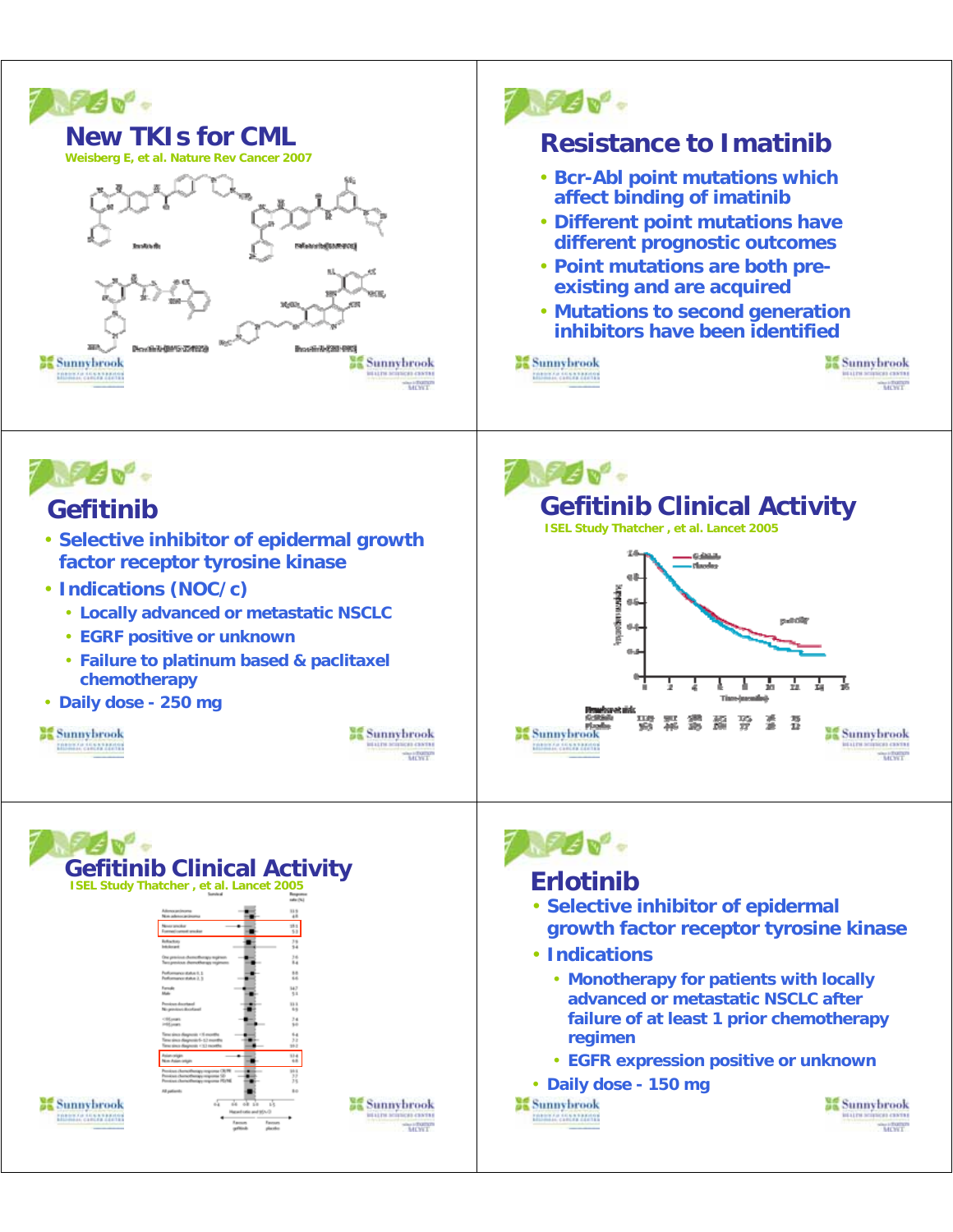## New TKIs for CML

Weisberg E, et al. Nature Rev Cancer 2007

## Resistance to Imatinib

- Bcr-Abl point mutations which affect binding of imatinib
- Different point mutations have different prognostic outcomes
- Point mutations are both pre-existing and are acquired
- Mutations to second generation inhibitors have been identified

## Gefitinib

- Selective inhibitor of epidermal growth factor receptor tyrosine kinase
- Indications (NOC/c)
  - Locally advanced or metastatic NSCLC
  - EGRF positive or unknown
  - Failure to platinum based & paclitaxel chemotherapy
- Daily dose - 250 mg

## Gefitinib Clinical Activity

ISEL Study Thatcher , et al. Lancet 2005

## Gefitinib Clinical Activity

ISEL Study Thatcher , et al. Lancet 2005

## Erlotinib

- Selective inhibitor of epidermal growth factor receptor tyrosine kinase
- Indications
  - Monotherapy for patients with locally advanced or metastatic NSCLC after failure of at least 1 prior chemotherapy regimen
  - EGFR expression positive or unknown
- Daily dose - 150 mg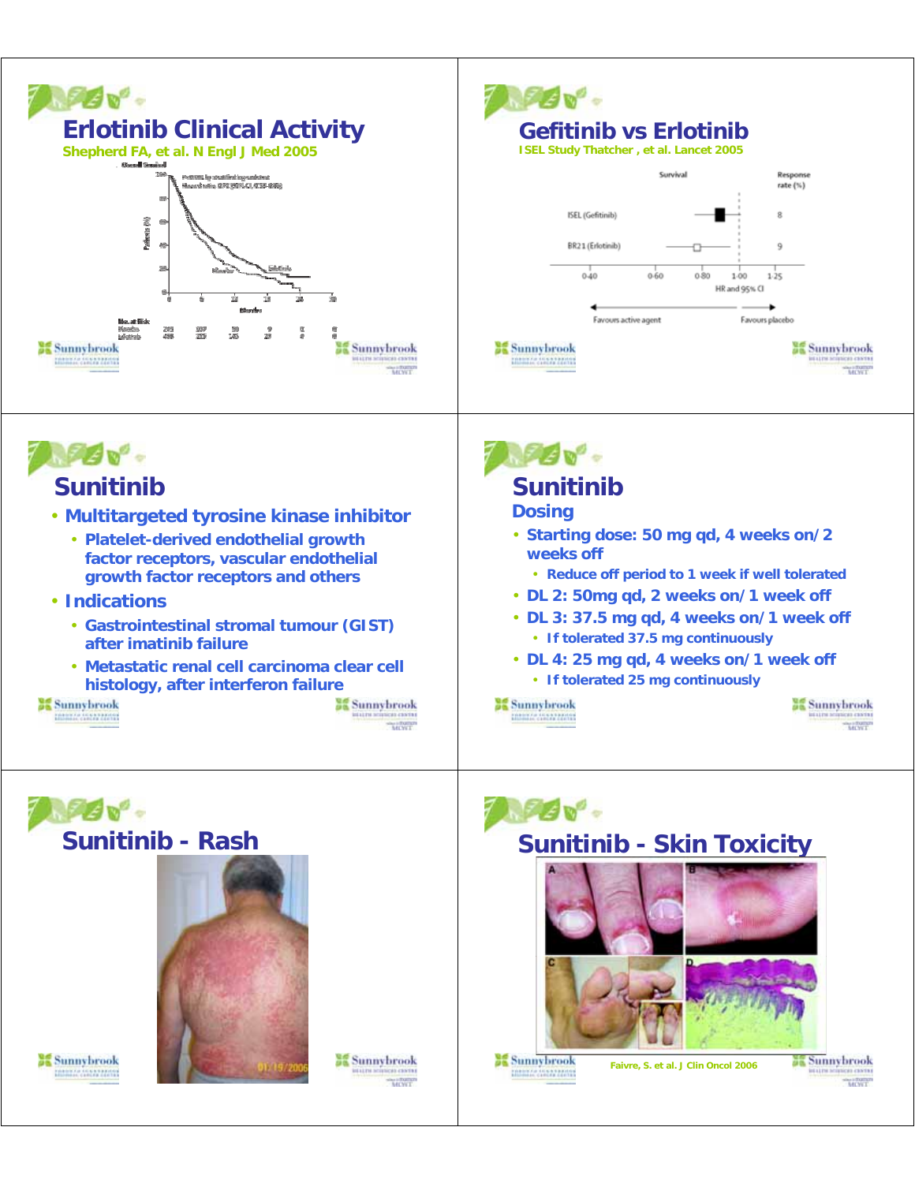## Erlotinib Clinical Activity

Shepherd FA, et al. N Engl J Med 2005

## Gefitinib vs Erlotinib

ISEL Study Thatcher, et al. Lancet 2005

| | Survival | Response rate (%) |
|---|---|---|
| ISEL (Gefitinib) | | 8 |
| BR21 (Erlotinib) | | 9 |

HR and 95% CI

Favours active agent — Favours placebo

## Sunitinib

- Multitargeted tyrosine kinase inhibitor
  - Platelet-derived endothelial growth factor receptors, vascular endothelial growth factor receptors and others
- Indications
  - Gastrointestinal stromal tumour (GIST) after imatinib failure
  - Metastatic renal cell carcinoma clear cell histology, after interferon failure

## Sunitinib

### Dosing

- Starting dose: 50 mg qd, 4 weeks on/2 weeks off
  - Reduce off period to 1 week if well tolerated
- DL 2: 50mg qd, 2 weeks on/1 week off
- DL 3: 37.5 mg qd, 4 weeks on/1 week off
  - If tolerated 37.5 mg continuously
- DL 4: 25 mg qd, 4 weeks on/1 week off
  - If tolerated 25 mg continuously

## Sunitinib - Rash

## Sunitinib - Skin Toxicity

Faivre, S. et al. J Clin Oncol 2006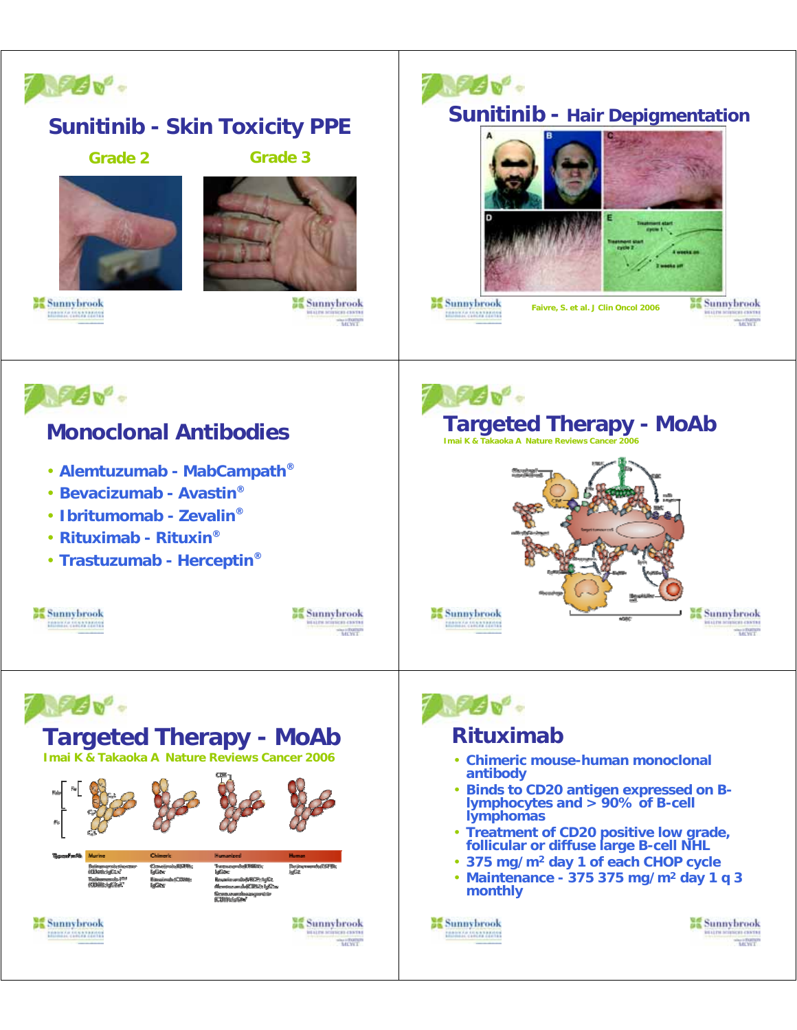## Sunitinib - Skin Toxicity PPE

Grade 2

Grade 3

## Sunitinib - Hair Depigmentation

Faivre, S. et al. J Clin Oncol 2006

## Monoclonal Antibodies

- Alemtuzumab - MabCampath®
- Bevacizumab - Avastin®
- Ibritumomab - Zevalin®
- Rituximab - Rituxin®
- Trastuzumab - Herceptin®

## Targeted Therapy - MoAb

Imai K & Takaoka A Nature Reviews Cancer 2006

## Targeted Therapy - MoAb

Imai K & Takaoka A Nature Reviews Cancer 2006

## Rituximab

- Chimeric mouse-human monoclonal antibody
- Binds to CD20 antigen expressed on B-lymphocytes and > 90% of B-cell lymphomas
- Treatment of CD20 positive low grade, follicular or diffuse large B-cell NHL
- 375 mg/m² day 1 of each CHOP cycle
- Maintenance - 375 375 mg/m² day 1 q 3 monthly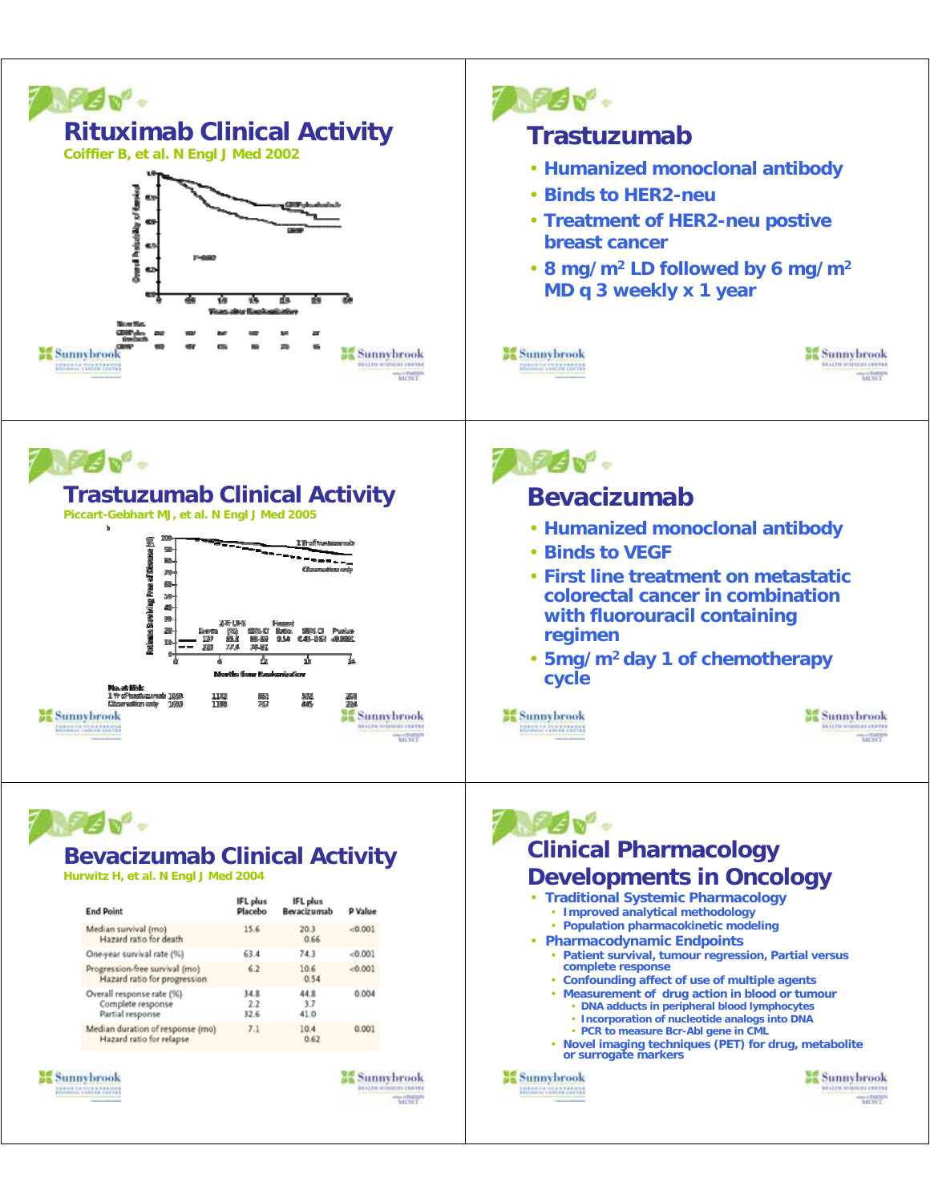## Rituximab Clinical Activity

Coiffier B, et al. N Engl J Med 2002

## Trastuzumab

- Humanized monoclonal antibody
- Binds to HER2-neu
- Treatment of HER2-neu postive breast cancer
- 8 mg/m$^2$ LD followed by 6 mg/m$^2$ MD q 3 weekly x 1 year

## Trastuzumab Clinical Activity

Piccart-Gebhart MJ, et al. N Engl J Med 2005

## Bevacizumab

- Humanized monoclonal antibody
- Binds to VEGF
- First line treatment on metastatic colorectal cancer in combination with fluorouracil containing regimen
- 5mg/m$^2$ day 1 of chemotherapy cycle

## Bevacizumab Clinical Activity

Hurwitz H, et al. N Engl J Med 2004

| End Point | IFL plus Placebo | IFL plus Bevacizumab | P Value |
|---|---|---|---|
| Median survival (mo) | 15.6 | 20.3 | <0.001 |
| Hazard ratio for death | | 0.66 | |
| One-year survival rate (%) | 63.4 | 74.3 | <0.001 |
| Progression-free survival (mo) | 6.2 | 10.6 | <0.001 |
| Hazard ratio for progression | | 0.54 | |
| Overall response rate (%) | 34.8 | 44.8 | 0.004 |
| Complete response | 2.2 | 3.7 | |
| Partial response | 32.6 | 41.0 | |
| Median duration of response (mo) | 7.1 | 10.4 | 0.001 |
| Hazard ratio for relapse | | 0.62 | |

## Clinical Pharmacology Developments in Oncology

- Traditional Systemic Pharmacology
  - Improved analytical methodology
  - Population pharmacokinetic modeling
- Pharmacodynamic Endpoints
  - Patient survival, tumour regression, Partial versus complete response
  - Confounding affect of use of multiple agents
  - Measurement of drug action in blood or tumour
    - DNA adducts in peripheral blood lymphocytes
    - Incorporation of nucleotide analogs into DNA
    - PCR to measure Bcr-Abl gene in CML
  - Novel imaging techniques (PET) for drug, metabolite or surrogate markers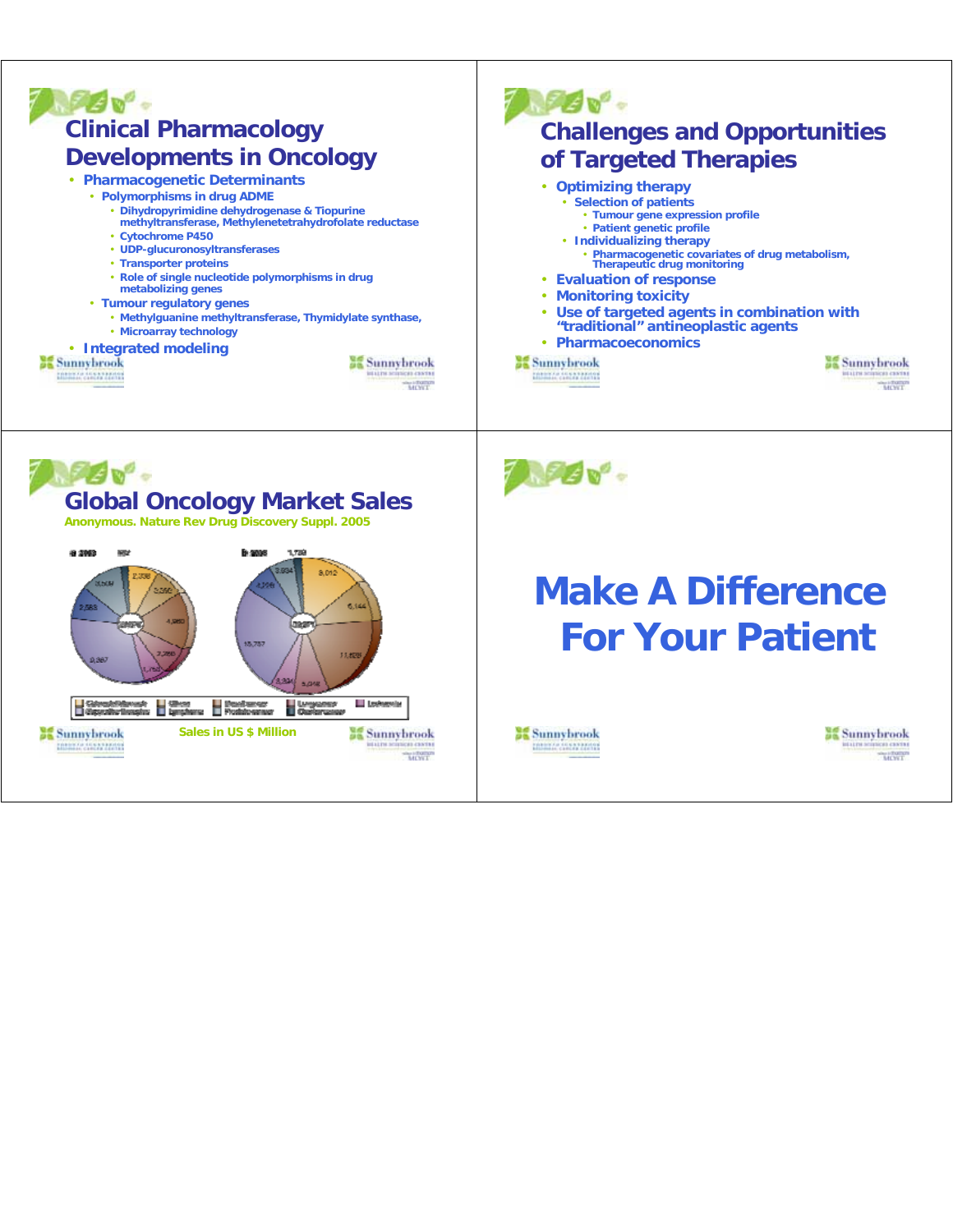## Clinical Pharmacology Developments in Oncology

- Pharmacogenetic Determinants
  - Polymorphisms in drug ADME
    - Dihydropyrimidine dehydrogenase & Tiopurine methyltransferase, Methylenetetrahydrofolate reductase
    - Cytochrome P450
    - UDP-glucuronosyltransferases
    - Transporter proteins
    - Role of single nucleotide polymorphisms in drug metabolizing genes
  - Tumour regulatory genes
    - Methylguanine methyltransferase, Thymidylate synthase,
    - Microarray technology
- Integrated modeling

## Challenges and Opportunities of Targeted Therapies

- Optimizing therapy
  - Selection of patients
    - Tumour gene expression profile
    - Patient genetic profile
  - Individualizing therapy
    - Pharmacogenetic covariates of drug metabolism, Therapeutic drug monitoring
- Evaluation of response
- Monitoring toxicity
- Use of targeted agents in combination with "traditional" antineoplastic agents
- Pharmacoeconomics

## Global Oncology Market Sales

Anonymous. Nature Rev Drug Discovery Suppl. 2005

a 2003

b 2008

2,338
3,390
4,980
2,280
1,750
8,367
2,563
8,012
6,144
11,626
5,048
3,334
15,737
4,216
2,934
1,720

Sales in US $ Million

## Make A Difference For Your Patient